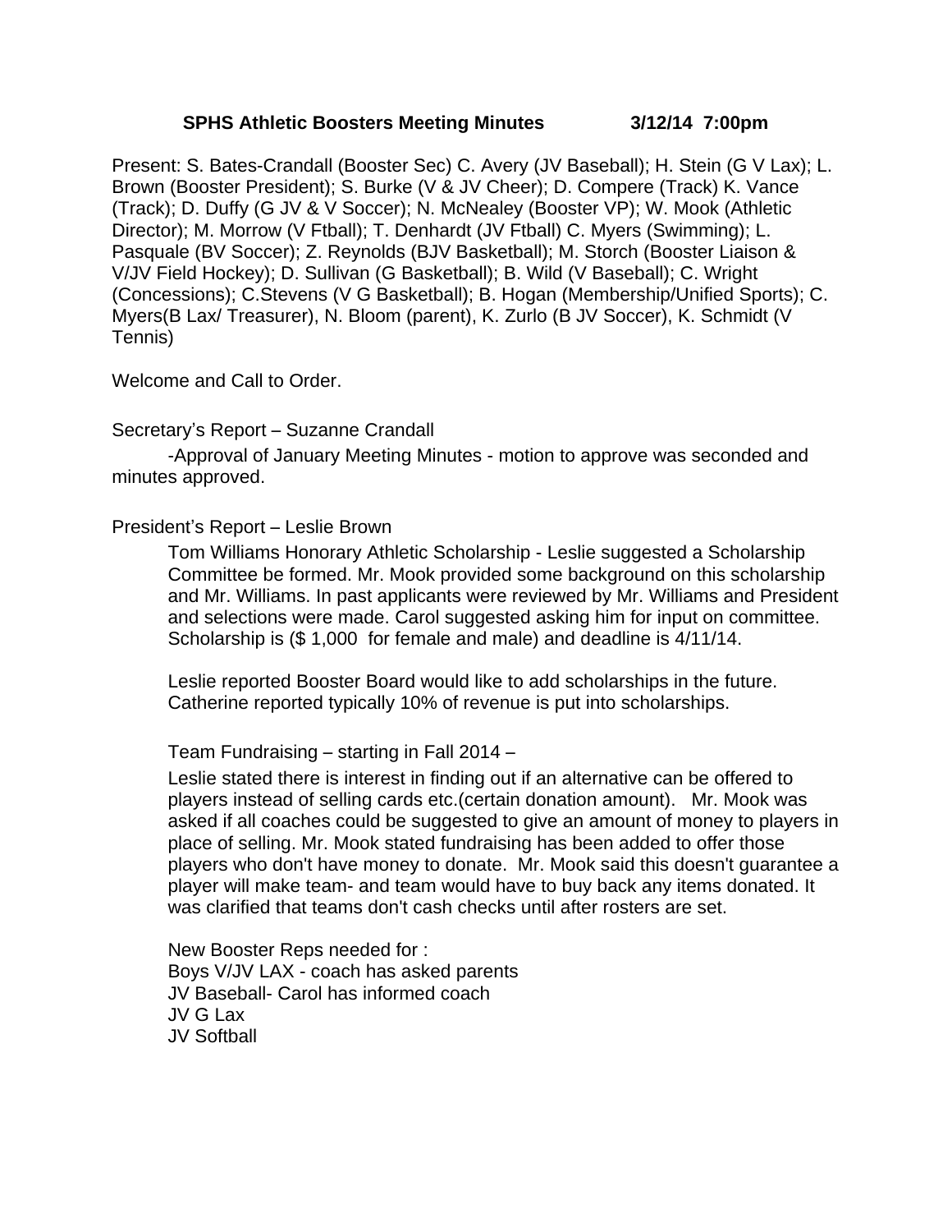**SPHS Athletic Boosters Meeting Minutes 3/12/14 7:00pm**

Present: S. Bates-Crandall (Booster Sec) C. Avery (JV Baseball); H. Stein (G V Lax); L. Brown (Booster President); S. Burke (V & JV Cheer); D. Compere (Track) K. Vance (Track); D. Duffy (G JV & V Soccer); N. McNealey (Booster VP); W. Mook (Athletic Director); M. Morrow (V Ftball); T. Denhardt (JV Ftball) C. Myers (Swimming); L. Pasquale (BV Soccer); Z. Reynolds (BJV Basketball); M. Storch (Booster Liaison & V/JV Field Hockey); D. Sullivan (G Basketball); B. Wild (V Baseball); C. Wright (Concessions); C.Stevens (V G Basketball); B. Hogan (Membership/Unified Sports); C. Myers(B Lax/ Treasurer), N. Bloom (parent), K. Zurlo (B JV Soccer), K. Schmidt (V Tennis)

Welcome and Call to Order.

Secretary's Report – Suzanne Crandall

-Approval of January Meeting Minutes - motion to approve was seconded and minutes approved.

President's Report – Leslie Brown

Tom Williams Honorary Athletic Scholarship - Leslie suggested a Scholarship Committee be formed. Mr. Mook provided some background on this scholarship and Mr. Williams. In past applicants were reviewed by Mr. Williams and President and selections were made. Carol suggested asking him for input on committee. Scholarship is ($ 1,000 for female and male) and deadline is 4/11/14.

Leslie reported Booster Board would like to add scholarships in the future. Catherine reported typically 10% of revenue is put into scholarships.

Team Fundraising – starting in Fall 2014 –

Leslie stated there is interest in finding out if an alternative can be offered to players instead of selling cards etc.(certain donation amount). Mr. Mook was asked if all coaches could be suggested to give an amount of money to players in place of selling. Mr. Mook stated fundraising has been added to offer those players who don't have money to donate. Mr. Mook said this doesn't guarantee a player will make team- and team would have to buy back any items donated. It was clarified that teams don't cash checks until after rosters are set.

New Booster Reps needed for :
Boys V/JV LAX - coach has asked parents
JV Baseball- Carol has informed coach
JV G Lax
JV Softball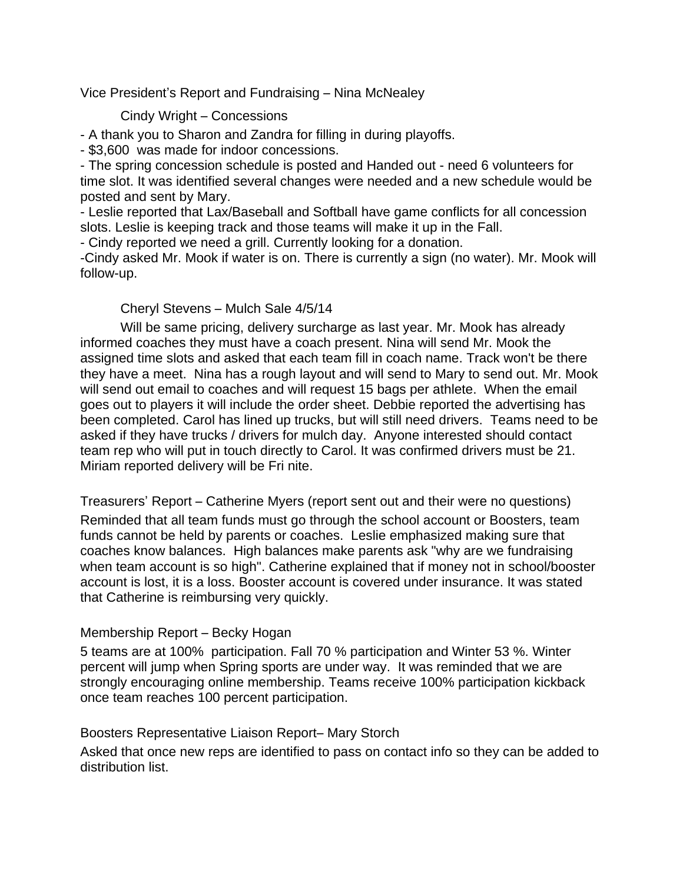Vice President's Report and Fundraising – Nina McNealey

Cindy Wright – Concessions

- A thank you to Sharon and Zandra for filling in during playoffs.
- $3,600 was made for indoor concessions.
- The spring concession schedule is posted and Handed out - need 6 volunteers for time slot. It was identified several changes were needed and a new schedule would be posted and sent by Mary.
- Leslie reported that Lax/Baseball and Softball have game conflicts for all concession slots. Leslie is keeping track and those teams will make it up in the Fall.
- Cindy reported we need a grill. Currently looking for a donation.
-Cindy asked Mr. Mook if water is on. There is currently a sign (no water). Mr. Mook will follow-up.

Cheryl Stevens – Mulch Sale 4/5/14

Will be same pricing, delivery surcharge as last year. Mr. Mook has already informed coaches they must have a coach present. Nina will send Mr. Mook the assigned time slots and asked that each team fill in coach name. Track won't be there they have a meet. Nina has a rough layout and will send to Mary to send out. Mr. Mook will send out email to coaches and will request 15 bags per athlete. When the email goes out to players it will include the order sheet. Debbie reported the advertising has been completed. Carol has lined up trucks, but will still need drivers. Teams need to be asked if they have trucks / drivers for mulch day. Anyone interested should contact team rep who will put in touch directly to Carol. It was confirmed drivers must be 21. Miriam reported delivery will be Fri nite.

Treasurers' Report – Catherine Myers (report sent out and their were no questions)
Reminded that all team funds must go through the school account or Boosters, team funds cannot be held by parents or coaches. Leslie emphasized making sure that coaches know balances. High balances make parents ask "why are we fundraising when team account is so high". Catherine explained that if money not in school/booster account is lost, it is a loss. Booster account is covered under insurance. It was stated that Catherine is reimbursing very quickly.

Membership Report – Becky Hogan
5 teams are at 100% participation. Fall 70 % participation and Winter 53 %. Winter percent will jump when Spring sports are under way. It was reminded that we are strongly encouraging online membership. Teams receive 100% participation kickback once team reaches 100 percent participation.

Boosters Representative Liaison Report– Mary Storch
Asked that once new reps are identified to pass on contact info so they can be added to distribution list.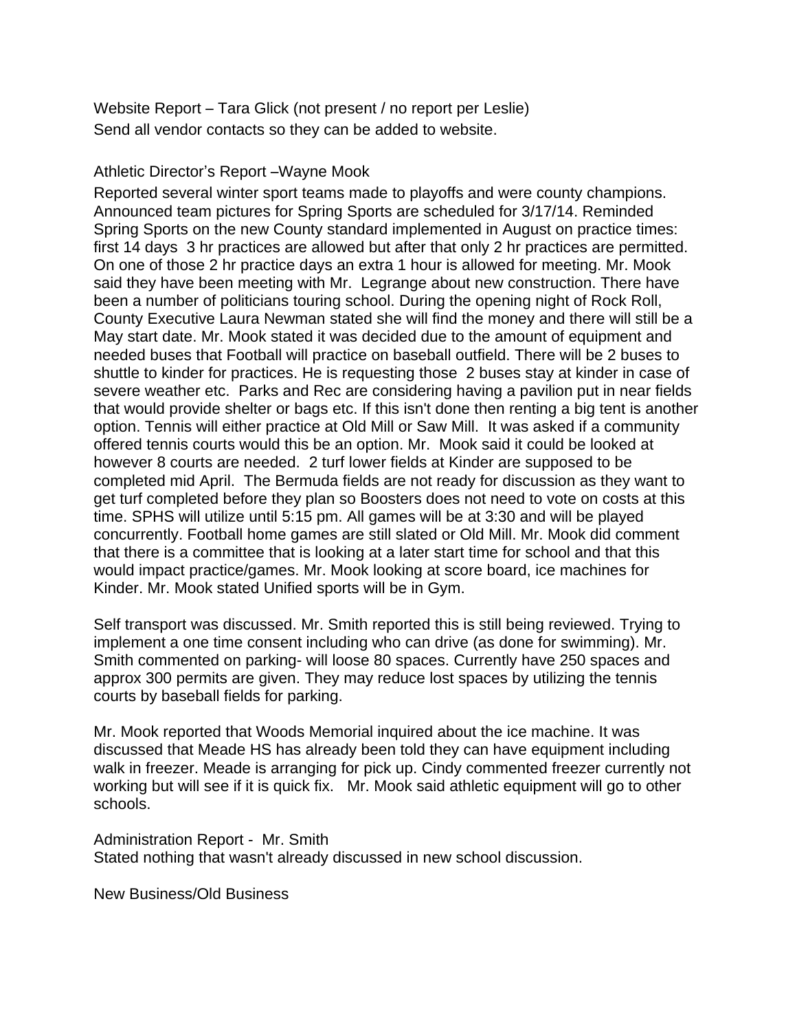Website Report – Tara Glick (not present / no report per Leslie)
Send all vendor contacts so they can be added to website.

Athletic Director's Report –Wayne Mook

Reported several winter sport teams made to playoffs and were county champions. Announced team pictures for Spring Sports are scheduled for 3/17/14. Reminded Spring Sports on the new County standard implemented in August on practice times: first 14 days 3 hr practices are allowed but after that only 2 hr practices are permitted. On one of those 2 hr practice days an extra 1 hour is allowed for meeting. Mr. Mook said they have been meeting with Mr. Legrange about new construction. There have been a number of politicians touring school. During the opening night of Rock Roll, County Executive Laura Newman stated she will find the money and there will still be a May start date. Mr. Mook stated it was decided due to the amount of equipment and needed buses that Football will practice on baseball outfield. There will be 2 buses to shuttle to kinder for practices. He is requesting those 2 buses stay at kinder in case of severe weather etc. Parks and Rec are considering having a pavilion put in near fields that would provide shelter or bags etc. If this isn't done then renting a big tent is another option. Tennis will either practice at Old Mill or Saw Mill. It was asked if a community offered tennis courts would this be an option. Mr. Mook said it could be looked at however 8 courts are needed. 2 turf lower fields at Kinder are supposed to be completed mid April. The Bermuda fields are not ready for discussion as they want to get turf completed before they plan so Boosters does not need to vote on costs at this time. SPHS will utilize until 5:15 pm. All games will be at 3:30 and will be played concurrently. Football home games are still slated or Old Mill. Mr. Mook did comment that there is a committee that is looking at a later start time for school and that this would impact practice/games. Mr. Mook looking at score board, ice machines for Kinder. Mr. Mook stated Unified sports will be in Gym.

Self transport was discussed. Mr. Smith reported this is still being reviewed. Trying to implement a one time consent including who can drive (as done for swimming). Mr. Smith commented on parking- will loose 80 spaces. Currently have 250 spaces and approx 300 permits are given. They may reduce lost spaces by utilizing the tennis courts by baseball fields for parking.

Mr. Mook reported that Woods Memorial inquired about the ice machine. It was discussed that Meade HS has already been told they can have equipment including walk in freezer. Meade is arranging for pick up. Cindy commented freezer currently not working but will see if it is quick fix. Mr. Mook said athletic equipment will go to other schools.

Administration Report - Mr. Smith
Stated nothing that wasn't already discussed in new school discussion.

New Business/Old Business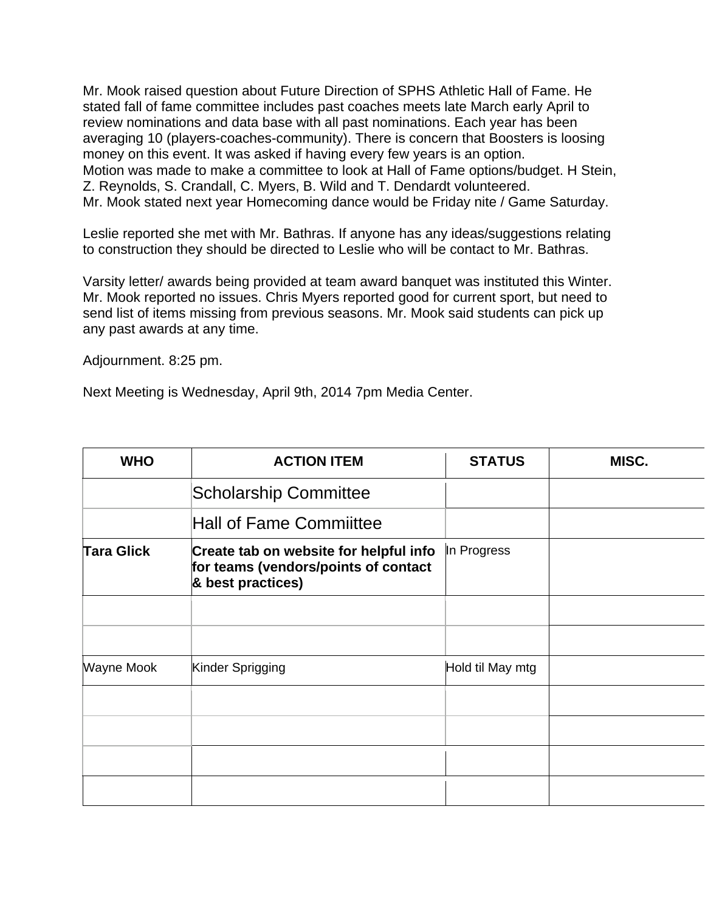Mr. Mook raised question about Future Direction of SPHS Athletic Hall of Fame. He stated fall of fame committee includes past coaches meets late March early April to review nominations and data base with all past nominations. Each year has been averaging 10 (players-coaches-community). There is concern that Boosters is loosing money on this event. It was asked if having every few years is an option.
Motion was made to make a committee to look at Hall of Fame options/budget. H Stein, Z. Reynolds, S. Crandall, C. Myers, B. Wild and T. Dendardt volunteered.
Mr. Mook stated next year Homecoming dance would be Friday nite / Game Saturday.

Leslie reported she met with Mr. Bathras. If anyone has any ideas/suggestions relating to construction they should be directed to Leslie who will be contact to Mr. Bathras.

Varsity letter/ awards being provided at team award banquet was instituted this Winter. Mr. Mook reported no issues. Chris Myers reported good for current sport, but need to send list of items missing from previous seasons. Mr. Mook said students can pick up any past awards at any time.

Adjournment. 8:25 pm.

Next Meeting is Wednesday, April 9th, 2014 7pm Media Center.

| WHO | ACTION ITEM | STATUS | MISC. |
|---|---|---|---|
| | Scholarship Committee | | |
| | Hall of Fame Commiittee | | |
| **Tara Glick** | **Create tab on website for helpful info for teams (vendors/points of contact & best practices)** | In Progress | |
| | | | |
| | | | |
| Wayne Mook | Kinder Sprigging | Hold til May mtg | |
| | | | |
| | | | |
| | | | |
| | | | |